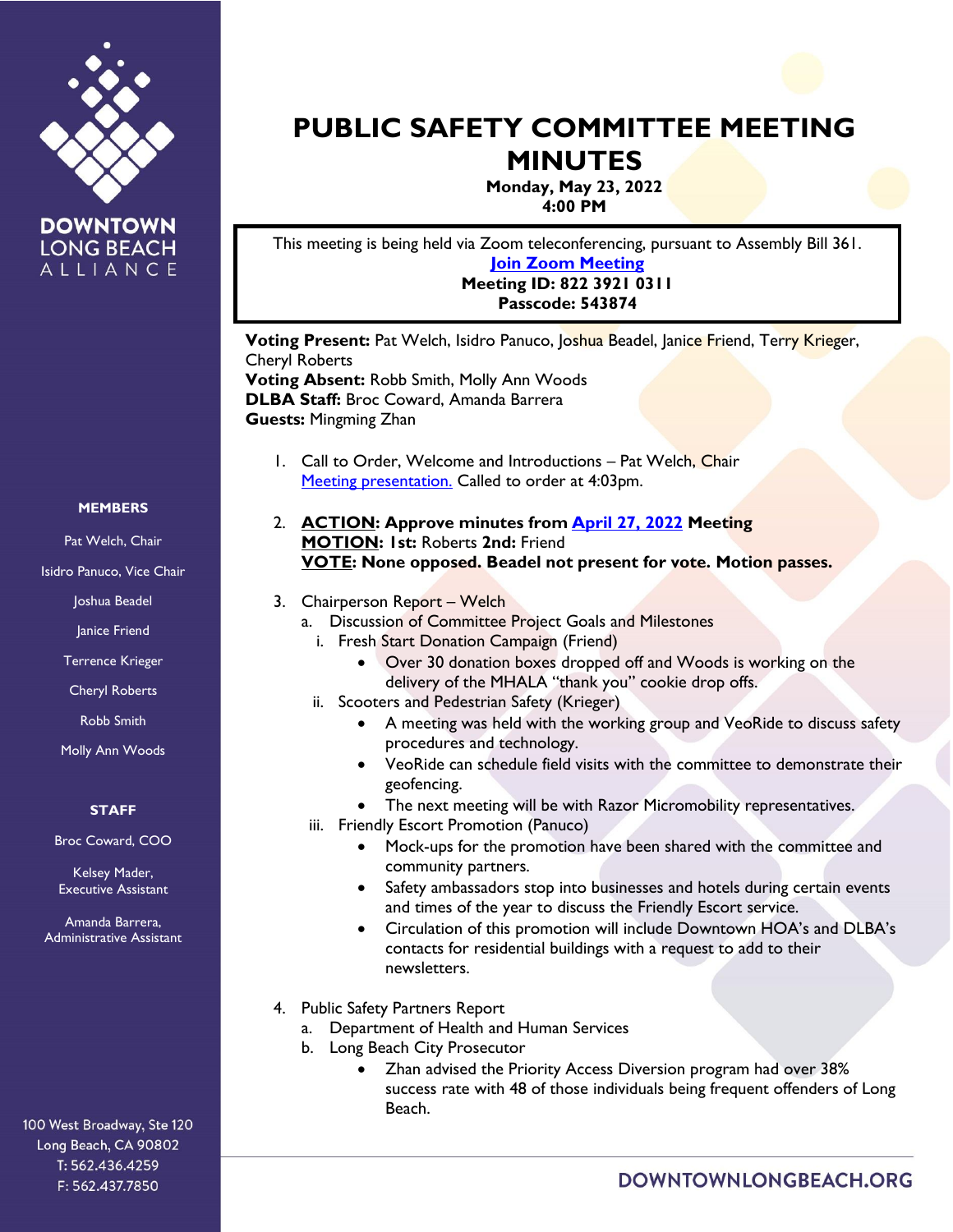DOWNTOWN LONG BEACH ALLIANCE

**MEMBERS**

Pat Welch, Chair
Isidro Panuco, Vice Chair
Joshua Beadel
Janice Friend
Terrence Krieger
Cheryl Roberts
Robb Smith
Molly Ann Woods

**STAFF**

Broc Coward, COO
Kelsey Mader, Executive Assistant
Amanda Barrera, Administrative Assistant

100 West Broadway, Ste 120
Long Beach, CA 90802
T: 562.436.4259
F: 562.437.7850

# PUBLIC SAFETY COMMITTEE MEETING MINUTES

**Monday, May 23, 2022**
**4:00 PM**

> This meeting is being held via Zoom teleconferencing, pursuant to Assembly Bill 361.
> **Join Zoom Meeting**
> **Meeting ID: 822 3921 0311**
> **Passcode: 543874**

**Voting Present:** Pat Welch, Isidro Panuco, Joshua Beadel, Janice Friend, Terry Krieger, Cheryl Roberts
**Voting Absent:** Robb Smith, Molly Ann Woods
**DLBA Staff:** Broc Coward, Amanda Barrera
**Guests:** Mingming Zhan

1. Call to Order, Welcome and Introductions – Pat Welch, Chair
   Meeting presentation. Called to order at 4:03pm.

2. **ACTION: Approve minutes from April 27, 2022 Meeting**
   **MOTION: 1st:** Roberts **2nd:** Friend
   **VOTE: None opposed. Beadel not present for vote. Motion passes.**

3. Chairperson Report – Welch
   a. Discussion of Committee Project Goals and Milestones
      i. Fresh Start Donation Campaign (Friend)
         - Over 30 donation boxes dropped off and Woods is working on the delivery of the MHALA "thank you" cookie drop offs.
      ii. Scooters and Pedestrian Safety (Krieger)
         - A meeting was held with the working group and VeoRide to discuss safety procedures and technology.
         - VeoRide can schedule field visits with the committee to demonstrate their geofencing.
         - The next meeting will be with Razor Micromobility representatives.
      iii. Friendly Escort Promotion (Panuco)
         - Mock-ups for the promotion have been shared with the committee and community partners.
         - Safety ambassadors stop into businesses and hotels during certain events and times of the year to discuss the Friendly Escort service.
         - Circulation of this promotion will include Downtown HOA's and DLBA's contacts for residential buildings with a request to add to their newsletters.

4. Public Safety Partners Report
   a. Department of Health and Human Services
   b. Long Beach City Prosecutor
      - Zhan advised the Priority Access Diversion program had over 38% success rate with 48 of those individuals being frequent offenders of Long Beach.

DOWNTOWNLONGBEACH.ORG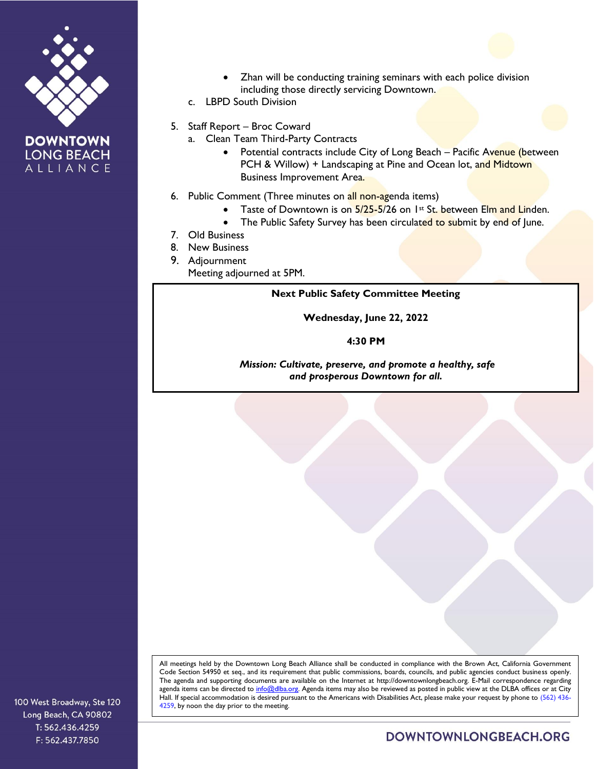- Zhan will be conducting training seminars with each police division including those directly servicing Downtown.

c. LBPD South Division

5. Staff Report – Broc Coward
   a. Clean Team Third-Party Contracts
      - Potential contracts include City of Long Beach – Pacific Avenue (between PCH & Willow) + Landscaping at Pine and Ocean lot, and Midtown Business Improvement Area.
6. Public Comment (Three minutes on all non-agenda items)
   - Taste of Downtown is on 5/25-5/26 on 1st St. between Elm and Linden.
   - The Public Safety Survey has been circulated to submit by end of June.
7. Old Business
8. New Business
9. Adjournment
   Meeting adjourned at 5PM.

**Next Public Safety Committee Meeting**

**Wednesday, June 22, 2022**

**4:30 PM**

***Mission: Cultivate, preserve, and promote a healthy, safe and prosperous Downtown for all.***

All meetings held by the Downtown Long Beach Alliance shall be conducted in compliance with the Brown Act, California Government Code Section 54950 et seq., and its requirement that public commissions, boards, councils, and public agencies conduct business openly. The agenda and supporting documents are available on the Internet at http://downtownlongbeach.org. E-Mail correspondence regarding agenda items can be directed to info@dlba.org. Agenda items may also be reviewed as posted in public view at the DLBA offices or at City Hall. If special accommodation is desired pursuant to the Americans with Disabilities Act, please make your request by phone to (562) 436-4259, by noon the day prior to the meeting.

100 West Broadway, Ste 120
Long Beach, CA 90802
T: 562.436.4259
F: 562.437.7850

DOWNTOWNLONGBEACH.ORG